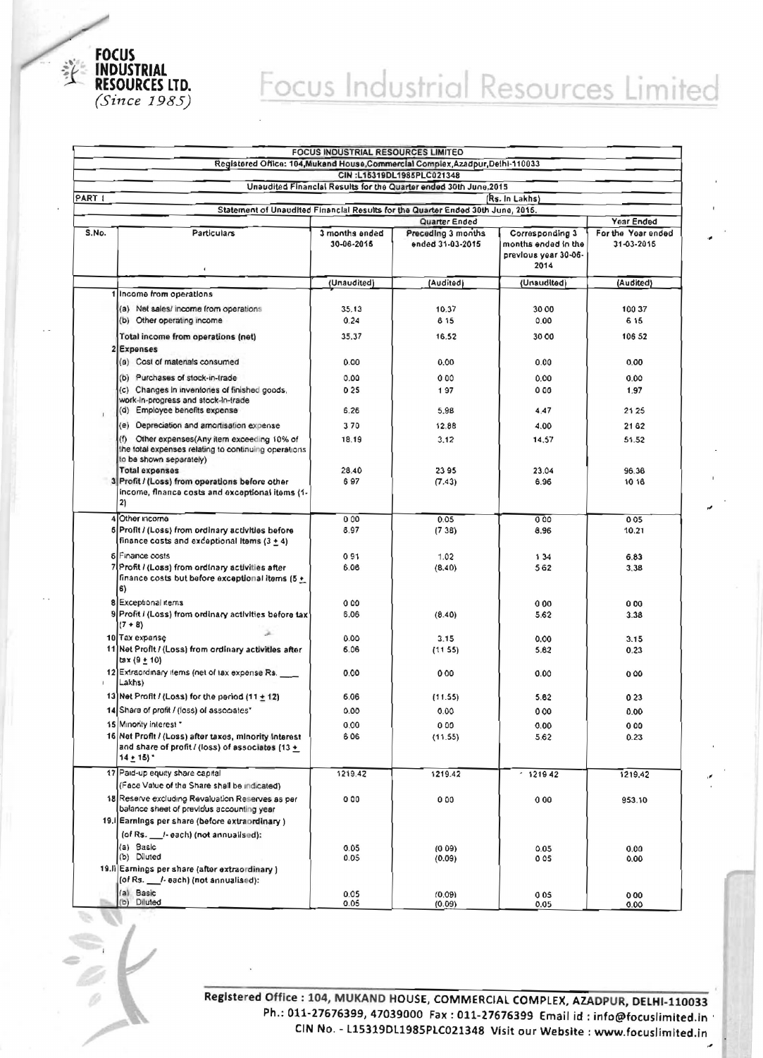# Focus Industrial Resources Limited

FOCUS INDUSTRIAL RESOURCES LTD. *(Since 1985)*

**FOCUS INDUSTRIAL RESOURCES LIMITED**

Registered Office: 104,Mukand House,Commercial Complex,Azadpur,Delhi-110033

CIN :L15319DL1985PLC021348

Unaudited Financial Results for the Quarter ended 30th June,2015

PART I (Rs. In Lakhs)

Statement of Unaudited Financial Results for the Quarter Ended 30th June, 2015.

| S.No. | Particulars | Quarter Ended | | | Year Ended |
|---|---|---|---|---|---|
| | | 3 months ended 30-06-2015 | Preceding 3 months ended 31-03-2015 | Corresponding 3 months ended in the previous year 30-06-2014 | For the Year ended 31-03-2015 |
| | | (Unaudited) | (Audited) | (Unaudited) | (Audited) |
| 1 | Income from operations | | | | |
| | (a) Net sales/ income from operations | 35.13 | 10.37 | 30.00 | 100.37 |
| | (b) Other operating income | 0.24 | 6.15 | 0.00 | 6.15 |
| | Total income from operations (net) | 35.37 | 16.52 | 30.00 | 106.52 |
| 2 | Expenses | | | | |
| | (a) Cost of materials consumed | 0.00 | 0.00 | 0.00 | 0.00 |
| | (b) Purchases of stock-in-trade | 0.00 | 0.00 | 0.00 | 0.00 |
| | (c) Changes in inventories of finished goods, work-in-progress and stock-in-trade | 0.25 | 1.97 | 0.00 | 1.97 |
| | (d) Employee benefits expense | 6.26 | 5.98 | 4.47 | 21.25 |
| | (e) Depreciation and amortisation expense | 3.70 | 12.88 | 4.00 | 21.62 |
| | (f) Other expenses(Any item exceeding 10% of the total expenses relating to continuing operations to be shown separately) | 18.19 | 3.12 | 14.57 | 51.52 |
| | Total expenses | 28.40 | 23.95 | 23.04 | 96.36 |
| 3 | Profit / (Loss) from operations before other income, finance costs and exceptional items (1-2) | 6.97 | (7.43) | 6.96 | 10.16 |
| 4 | Other income | 0.00 | 0.05 | 0.00 | 0.05 |
| 5 | Profit / (Loss) from ordinary activities before finance costs and exceptional items (3 ± 4) | 6.97 | (7.38) | 6.96 | 10.21 |
| 6 | Finance costs | 0.91 | 1.02 | 1.34 | 6.83 |
| 7 | Profit / (Loss) from ordinary activities after finance costs but before exceptional items (5 ± 6) | 6.06 | (8.40) | 5.62 | 3.38 |
| 8 | Exceptional items | 0.00 | | 0.00 | 0.00 |
| 9 | Profit / (Loss) from ordinary activities before tax (7 + 8) | 6.06 | (8.40) | 5.62 | 3.38 |
| 10 | Tax expense | 0.00 | 3.15 | 0.00 | 3.15 |
| 11 | Net Profit / (Loss) from ordinary activities after tax (9 ± 10) | 6.06 | (11.55) | 5.62 | 0.23 |
| 12 | Extraordinary items (net of tax expense Rs. ____ Lakhs) | 0.00 | 0.00 | 0.00 | 0.00 |
| 13 | Net Profit / (Loss) for the period (11 ± 12) | 6.06 | (11.55) | 5.62 | 0.23 |
| 14 | Share of profit / (loss) of associates* | 0.00 | 0.00 | 0.00 | 0.00 |
| 15 | Minority interest * | 0.00 | 0.00 | 0.00 | 0.00 |
| 16 | Net Profit / (Loss) after taxes, minority interest and share of profit / (loss) of associates (13 ± 14 ± 15) * | 6.06 | (11.55) | 5.62 | 0.23 |
| 17 | Paid-up equity share capital (Face Value of the Share shall be indicated) | 1219.42 | 1219.42 | 1219.42 | 1219.42 |
| 18 | Reserve excluding Revaluation Reserves as per balance sheet of previous accounting year | 0.00 | 0.00 | 0.00 | 953.10 |
| 19.i | Earnings per share (before extraordinary) (of Rs. ___/- each) (not annualised): | | | | |
| | (a) Basic | 0.05 | (0.09) | 0.05 | 0.00 |
| | (b) Diluted | 0.05 | (0.09) | 0.05 | 0.00 |
| 19.ii | Earnings per share (after extraordinary) (of Rs. ___/- each) (not annualised): | | | | |
| | (a) Basic | 0.05 | (0.09) | 0.05 | 0.00 |
| | (b) Diluted | 0.05 | (0.09) | 0.05 | 0.00 |

**Registered Office : 104, MUKAND HOUSE, COMMERCIAL COMPLEX, AZADPUR, DELHI-110033**
**Ph.: 011-27676399, 47039000 Fax : 011-27676399 Email id : info@focuslimited.in**
**CIN No. - L15319DL1985PLC021348 Visit our Website : www.focuslimited.in**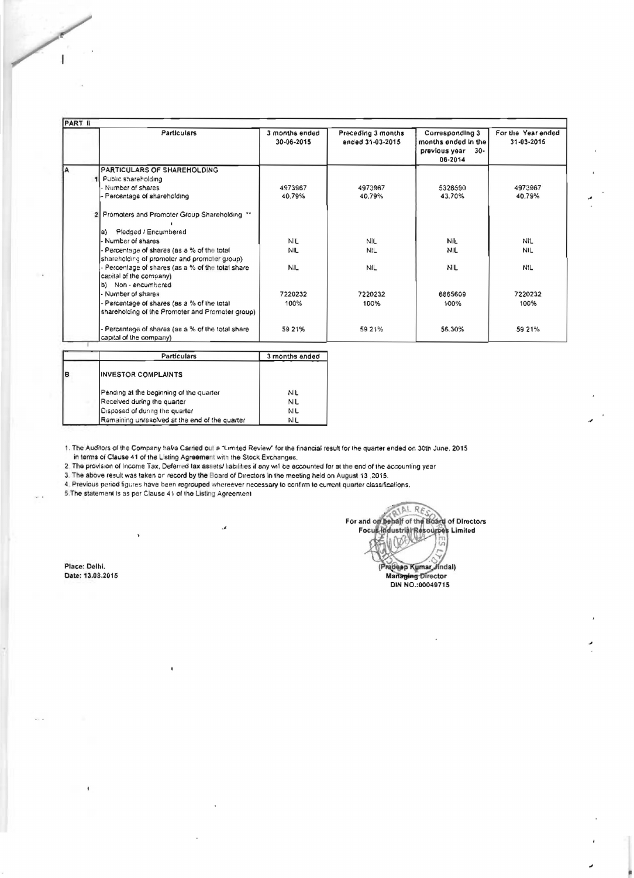| PART II | Particulars | 3 months ended 30-06-2015 | Preceding 3 months ended 31-03-2015 | Corresponding 3 months ended in the previous year 30-06-2014 | For the Year ended 31-03-2015 |
|---|---|---|---|---|---|
| A | PARTICULARS OF SHAREHOLDING | | | | |
| 1 | Public shareholding | | | | |
| | - Number of shares | 4973967 | 4973967 | 5328590 | 4973967 |
| | - Percentage of shareholding | 40.79% | 40.79% | 43.70% | 40.79% |
| 2 | Promoters and Promoter Group Shareholding ** | | | | |
| | a) Pledged / Encumbered | | | | |
| | - Number of shares | NIL | NIL | NIL | NIL |
| | - Percentage of shares (as a % of the total shareholding of promoter and promoter group) | NIL | NIL | NIL | NIL |
| | - Percentage of shares (as a % of the total share capital of the company) | NIL | NIL | NIL | NIL |
| | b) Non - encumbered | | | | |
| | - Number of shares | 7220232 | 7220232 | 6865609 | 7220232 |
| | - Percentage of shares (as a % of the total shareholding of the Promoter and Promoter group) | 100% | 100% | 100% | 100% |
| | - Percentage of shares (as a % of the total share capital of the company) | 59.21% | 59.21% | 56.30% | 59.21% |

| | Particulars | 3 months ended |
|---|---|---|
| B | INVESTOR COMPLAINTS | |
| | Pending at the beginning of the quarter | NIL |
| | Received during the quarter | NIL |
| | Disposed of during the quarter | NIL |
| | Remaining unresolved at the end of the quarter | NIL |

1. The Auditors of the Company have Carried out a "Limited Review" for the financial result for the quarter ended on 30th June, 2015 in terms of Clause 41 of the Listing Agreement with the Stock Exchanges.
2. The provision of Income Tax, Deferred tax assets/ liabilities if any will be accounted for at the end of the accounting year
3. The above result was taken on record by the Board of Directors in the meeting held on August 13 ,2015.
4. Previous period figures have been regrouped whereever necessary to confirm to current quarter classifications.
5. The statement is as per Clause 41 of the Listing Agreement

For and on behalf of the Board of Directors
Focus Industrial Resources Limited

(Pradeep Kumar Jindal)
Managing Director
DIN NO.:00049715

Place: Delhi.
Date: 13.08.2015